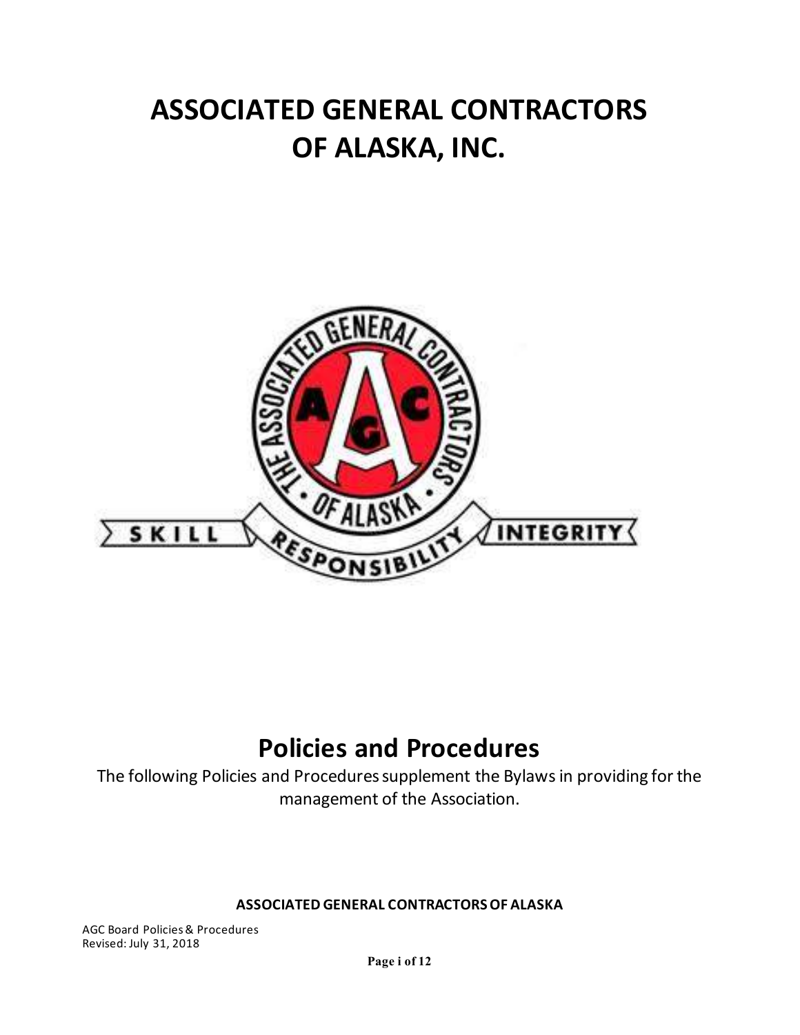# ASSOCIATED GENERAL CONTRACTORS OF ALASKA, INC.

## Policies and Procedures

The following Policies and Procedures supplement the Bylaws in providing for the management of the Association.

**ASSOCIATED GENERAL CONTRACTORS OF ALASKA**

AGC Board Policies & Procedures
Revised: July 31, 2018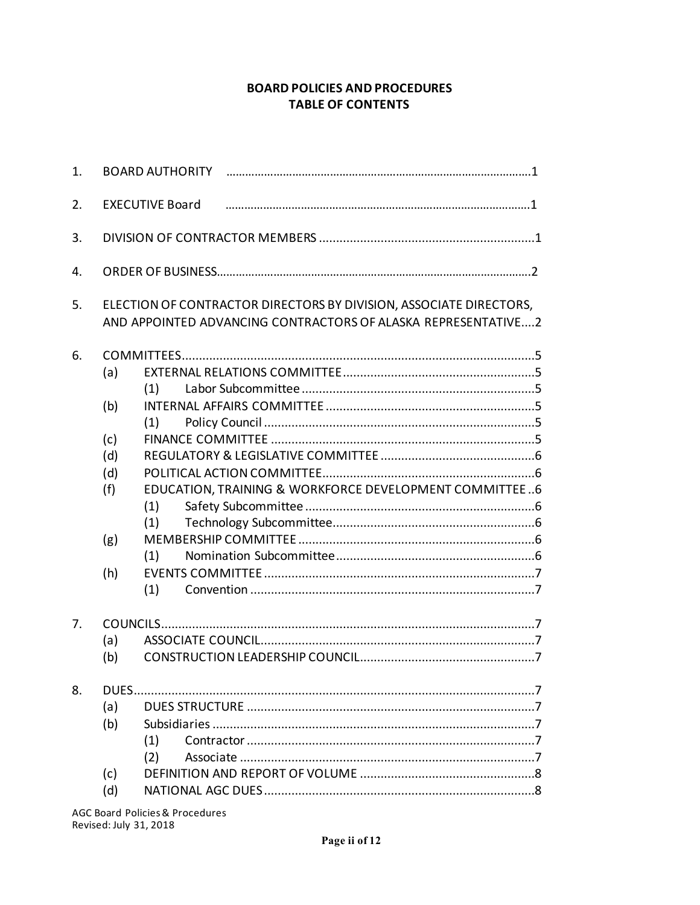# BOARD POLICIES AND PROCEDURES
# TABLE OF CONTENTS

1. BOARD AUTHORITY ....................................................................................................1

2. EXECUTIVE Board ....................................................................................................1

3. DIVISION OF CONTRACTOR MEMBERS ..............................................................1

4. ORDER OF BUSINESS.................................................................................................2

5. ELECTION OF CONTRACTOR DIRECTORS BY DIVISION, ASSOCIATE DIRECTORS, AND APPOINTED ADVANCING CONTRACTORS OF ALASKA REPRESENTATIVE....2

6. COMMITTEES.............................................................................................................5
   - (a) EXTERNAL RELATIONS COMMITTEE.......................................................5
     - (1) Labor Subcommittee ..................................................................5
   - (b) INTERNAL AFFAIRS COMMITTEE ............................................................5
     - (1) Policy Council ............................................................................5
   - (c) FINANCE COMMITTEE ..............................................................................5
   - (d) REGULATORY & LEGISLATIVE COMMITTEE ..........................................6
   - (d) POLITICAL ACTION COMMITTEE.............................................................6
   - (f) EDUCATION, TRAINING & WORKFORCE DEVELOPMENT COMMITTEE ..6
     - (1) Safety Subcommittee ..................................................................6
     - (1) Technology Subcommittee...........................................................6
   - (g) MEMBERSHIP COMMITTEE .......................................................................6
     - (1) Nomination Subcommittee...........................................................6
   - (h) EVENTS COMMITTEE .................................................................................7
     - (1) Convention ..................................................................................7

7. COUNCILS...................................................................................................................7
   - (a) ASSOCIATE COUNCIL.................................................................................7
   - (b) CONSTRUCTION LEADERSHIP COUNCIL...................................................7

8. DUES...........................................................................................................................7
   - (a) DUES STRUCTURE .......................................................................................7
   - (b) Subsidiaries ..................................................................................................7
     - (1) Contractor .....................................................................................7
     - (2) Associate .......................................................................................7
   - (c) DEFINITION AND REPORT OF VOLUME ....................................................8
   - (d) NATIONAL AGC DUES .................................................................................8

AGC Board Policies & Procedures
Revised: July 31, 2018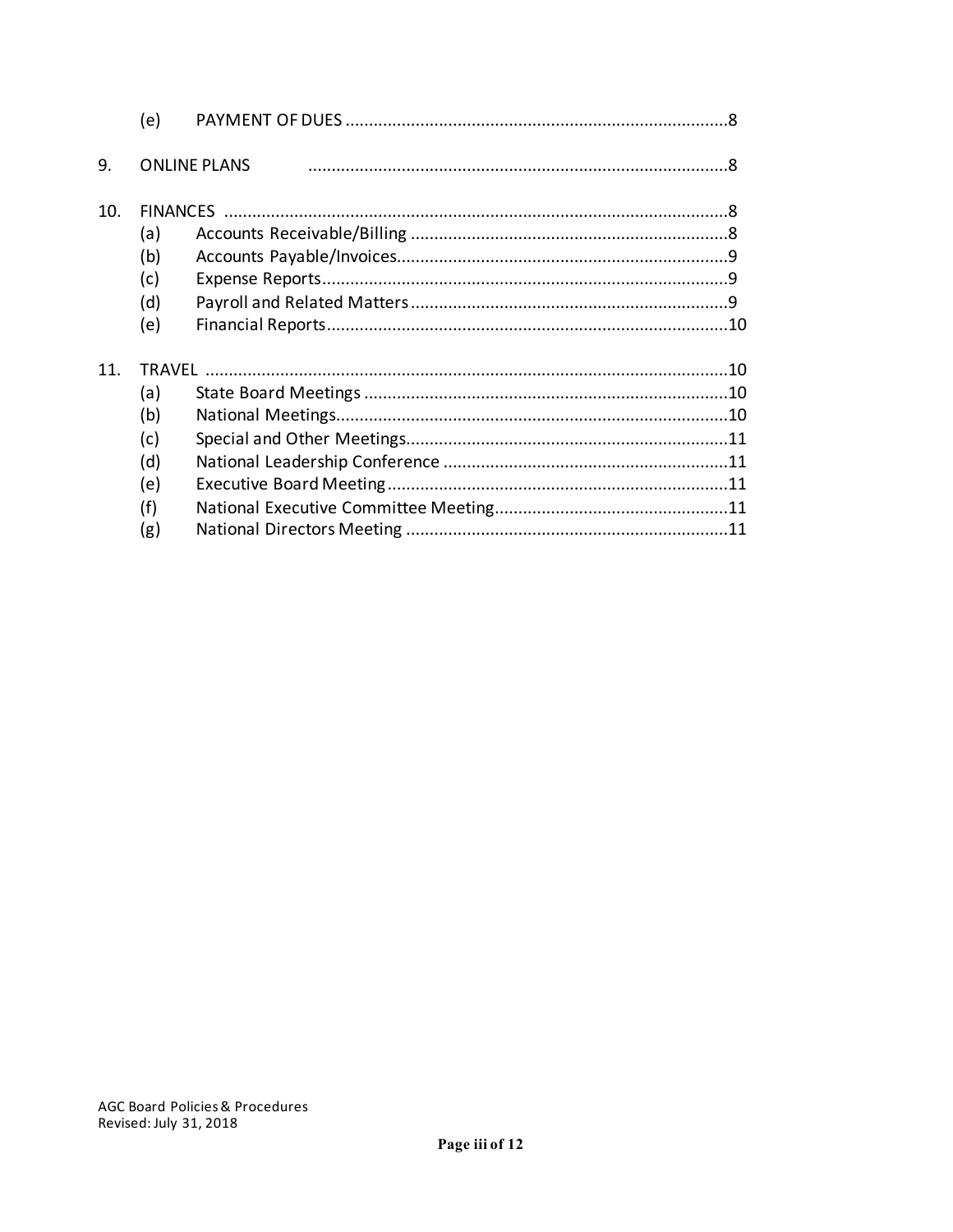(e) PAYMENT OF DUES ........................................................................................8

9. ONLINE PLANS ........................................................................................8

10. FINANCES ........................................................................................8
    - (a) Accounts Receivable/Billing ........................................................................................8
    - (b) Accounts Payable/Invoices........................................................................................9
    - (c) Expense Reports........................................................................................9
    - (d) Payroll and Related Matters ........................................................................................9
    - (e) Financial Reports........................................................................................10

11. TRAVEL ........................................................................................10
    - (a) State Board Meetings ........................................................................................10
    - (b) National Meetings........................................................................................10
    - (c) Special and Other Meetings........................................................................................11
    - (d) National Leadership Conference ........................................................................................11
    - (e) Executive Board Meeting ........................................................................................11
    - (f) National Executive Committee Meeting........................................................................................11
    - (g) National Directors Meeting ........................................................................................11

AGC Board Policies & Procedures
Revised: July 31, 2018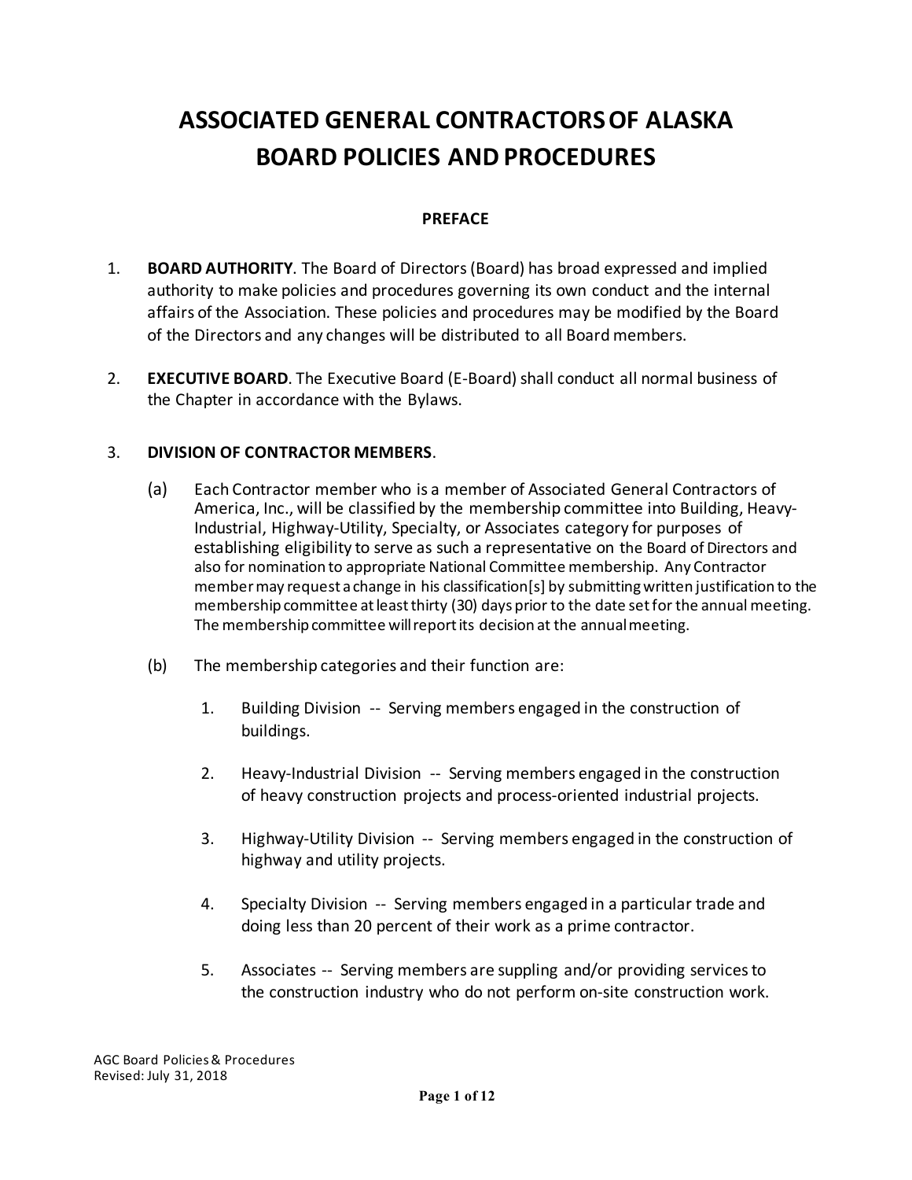# ASSOCIATED GENERAL CONTRACTORS OF ALASKA BOARD POLICIES AND PROCEDURES

## PREFACE

1. **BOARD AUTHORITY**. The Board of Directors (Board) has broad expressed and implied authority to make policies and procedures governing its own conduct and the internal affairs of the Association. These policies and procedures may be modified by the Board of the Directors and any changes will be distributed to all Board members.

2. **EXECUTIVE BOARD**. The Executive Board (E-Board) shall conduct all normal business of the Chapter in accordance with the Bylaws.

3. **DIVISION OF CONTRACTOR MEMBERS**.

   (a) Each Contractor member who is a member of Associated General Contractors of America, Inc., will be classified by the membership committee into Building, Heavy-Industrial, Highway-Utility, Specialty, or Associates category for purposes of establishing eligibility to serve as such a representative on the Board of Directors and also for nomination to appropriate National Committee membership. Any Contractor member may request a change in his classification[s] by submitting written justification to the membership committee at least thirty (30) days prior to the date set for the annual meeting. The membership committee will report its decision at the annual meeting.

   (b) The membership categories and their function are:

   1. Building Division -- Serving members engaged in the construction of buildings.

   2. Heavy-Industrial Division -- Serving members engaged in the construction of heavy construction projects and process-oriented industrial projects.

   3. Highway-Utility Division -- Serving members engaged in the construction of highway and utility projects.

   4. Specialty Division -- Serving members engaged in a particular trade and doing less than 20 percent of their work as a prime contractor.

   5. Associates -- Serving members are suppling and/or providing services to the construction industry who do not perform on-site construction work.

AGC Board Policies & Procedures
Revised: July 31, 2018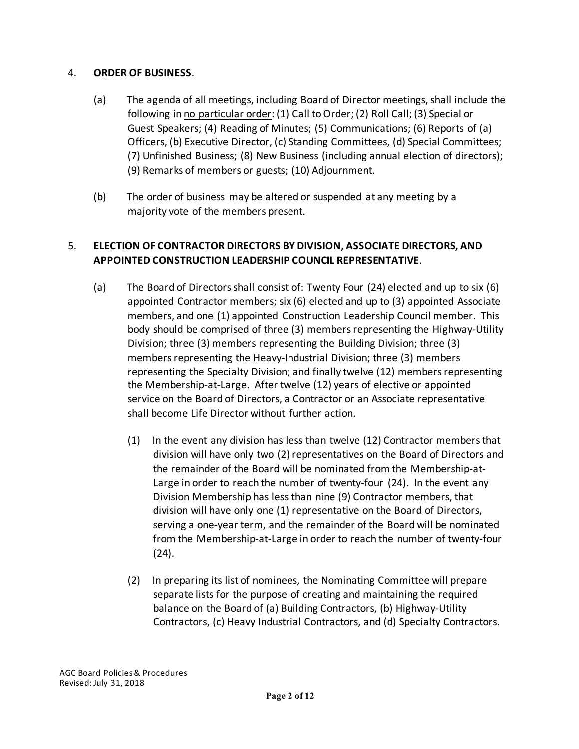4. **ORDER OF BUSINESS**.

   (a) The agenda of all meetings, including Board of Director meetings, shall include the following in <u>no particular order</u>: (1) Call to Order; (2) Roll Call; (3) Special or Guest Speakers; (4) Reading of Minutes; (5) Communications; (6) Reports of (a) Officers, (b) Executive Director, (c) Standing Committees, (d) Special Committees; (7) Unfinished Business; (8) New Business (including annual election of directors); (9) Remarks of members or guests; (10) Adjournment.

   (b) The order of business may be altered or suspended at any meeting by a majority vote of the members present.

5. **ELECTION OF CONTRACTOR DIRECTORS BY DIVISION, ASSOCIATE DIRECTORS, AND APPOINTED CONSTRUCTION LEADERSHIP COUNCIL REPRESENTATIVE**.

   (a) The Board of Directors shall consist of: Twenty Four (24) elected and up to six (6) appointed Contractor members; six (6) elected and up to (3) appointed Associate members, and one (1) appointed Construction Leadership Council member. This body should be comprised of three (3) members representing the Highway-Utility Division; three (3) members representing the Building Division; three (3) members representing the Heavy-Industrial Division; three (3) members representing the Specialty Division; and finally twelve (12) members representing the Membership-at-Large. After twelve (12) years of elective or appointed service on the Board of Directors, a Contractor or an Associate representative shall become Life Director without further action.

      (1) In the event any division has less than twelve (12) Contractor members that division will have only two (2) representatives on the Board of Directors and the remainder of the Board will be nominated from the Membership-at-Large in order to reach the number of twenty-four (24). In the event any Division Membership has less than nine (9) Contractor members, that division will have only one (1) representative on the Board of Directors, serving a one-year term, and the remainder of the Board will be nominated from the Membership-at-Large in order to reach the number of twenty-four (24).

      (2) In preparing its list of nominees, the Nominating Committee will prepare separate lists for the purpose of creating and maintaining the required balance on the Board of (a) Building Contractors, (b) Highway-Utility Contractors, (c) Heavy Industrial Contractors, and (d) Specialty Contractors.

AGC Board Policies & Procedures
Revised: July 31, 2018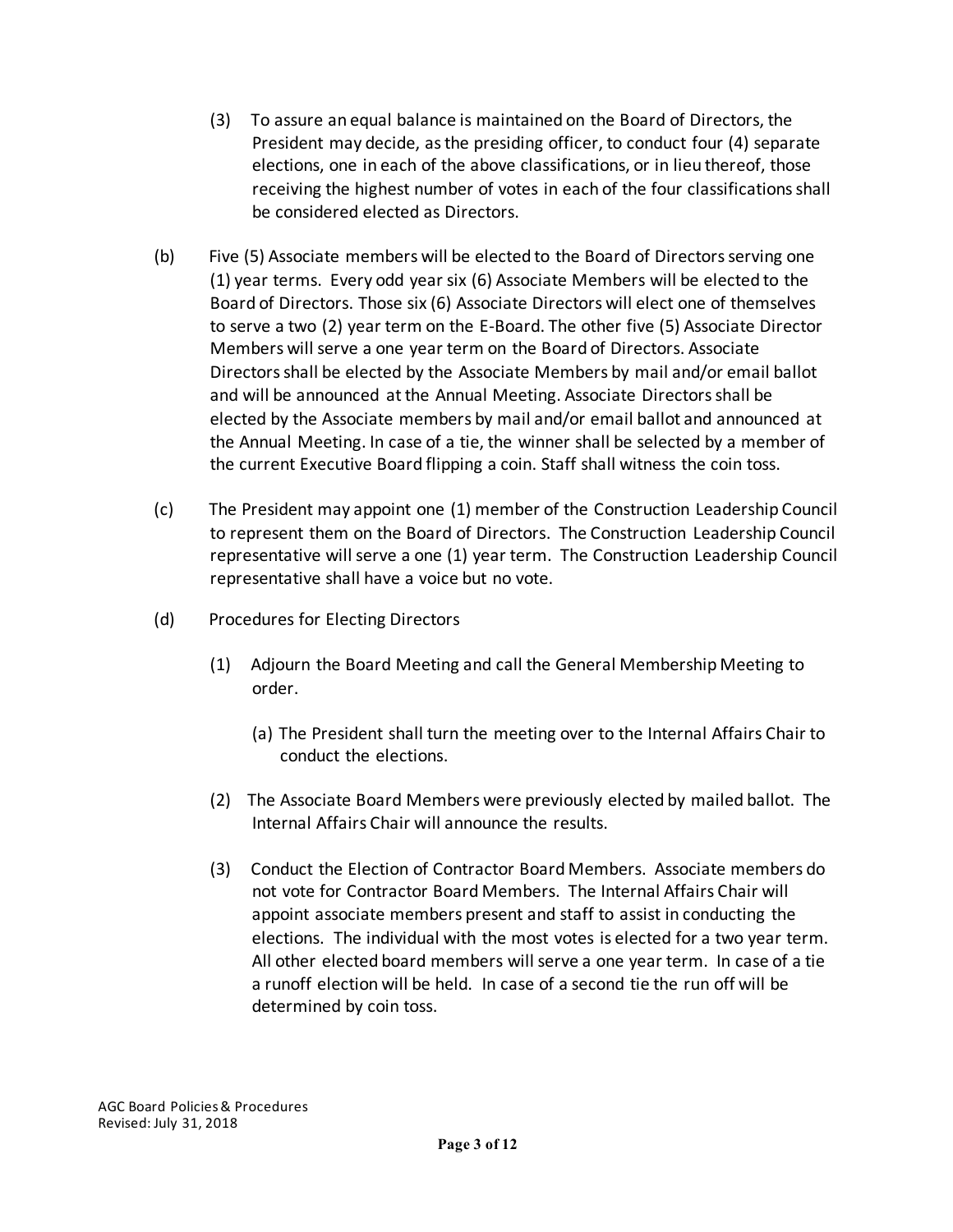(3) To assure an equal balance is maintained on the Board of Directors, the President may decide, as the presiding officer, to conduct four (4) separate elections, one in each of the above classifications, or in lieu thereof, those receiving the highest number of votes in each of the four classifications shall be considered elected as Directors.

(b) Five (5) Associate members will be elected to the Board of Directors serving one (1) year terms. Every odd year six (6) Associate Members will be elected to the Board of Directors. Those six (6) Associate Directors will elect one of themselves to serve a two (2) year term on the E-Board. The other five (5) Associate Director Members will serve a one year term on the Board of Directors. Associate Directors shall be elected by the Associate Members by mail and/or email ballot and will be announced at the Annual Meeting. Associate Directors shall be elected by the Associate members by mail and/or email ballot and announced at the Annual Meeting. In case of a tie, the winner shall be selected by a member of the current Executive Board flipping a coin. Staff shall witness the coin toss.

(c) The President may appoint one (1) member of the Construction Leadership Council to represent them on the Board of Directors. The Construction Leadership Council representative will serve a one (1) year term. The Construction Leadership Council representative shall have a voice but no vote.

(d) Procedures for Electing Directors

(1) Adjourn the Board Meeting and call the General Membership Meeting to order.

(a) The President shall turn the meeting over to the Internal Affairs Chair to conduct the elections.

(2) The Associate Board Members were previously elected by mailed ballot. The Internal Affairs Chair will announce the results.

(3) Conduct the Election of Contractor Board Members. Associate members do not vote for Contractor Board Members. The Internal Affairs Chair will appoint associate members present and staff to assist in conducting the elections. The individual with the most votes is elected for a two year term. All other elected board members will serve a one year term. In case of a tie a runoff election will be held. In case of a second tie the run off will be determined by coin toss.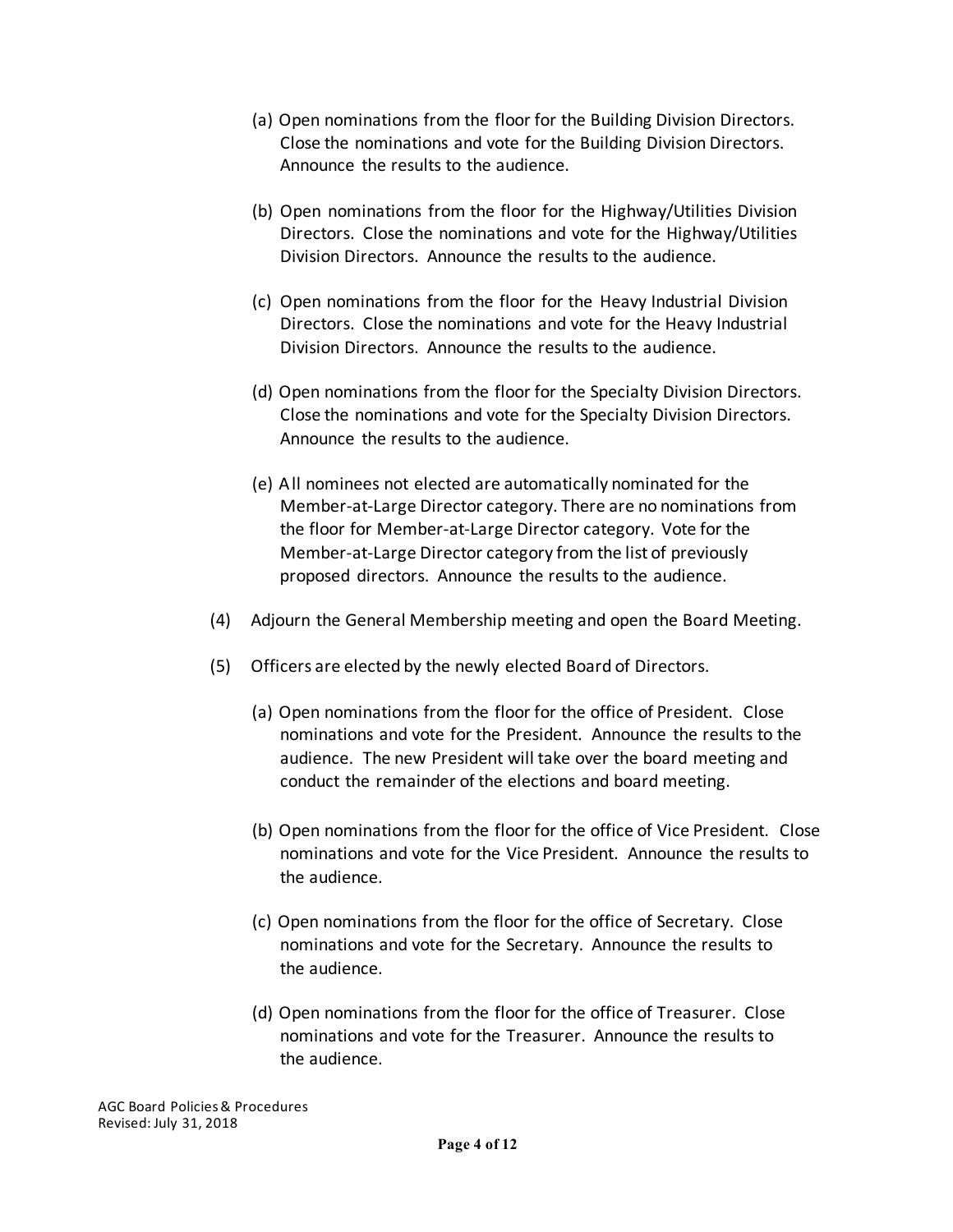(a) Open nominations from the floor for the Building Division Directors. Close the nominations and vote for the Building Division Directors. Announce the results to the audience.

(b) Open nominations from the floor for the Highway/Utilities Division Directors. Close the nominations and vote for the Highway/Utilities Division Directors. Announce the results to the audience.

(c) Open nominations from the floor for the Heavy Industrial Division Directors. Close the nominations and vote for the Heavy Industrial Division Directors. Announce the results to the audience.

(d) Open nominations from the floor for the Specialty Division Directors. Close the nominations and vote for the Specialty Division Directors. Announce the results to the audience.

(e) All nominees not elected are automatically nominated for the Member-at-Large Director category. There are no nominations from the floor for Member-at-Large Director category. Vote for the Member-at-Large Director category from the list of previously proposed directors. Announce the results to the audience.

(4) Adjourn the General Membership meeting and open the Board Meeting.

(5) Officers are elected by the newly elected Board of Directors.

(a) Open nominations from the floor for the office of President. Close nominations and vote for the President. Announce the results to the audience. The new President will take over the board meeting and conduct the remainder of the elections and board meeting.

(b) Open nominations from the floor for the office of Vice President. Close nominations and vote for the Vice President. Announce the results to the audience.

(c) Open nominations from the floor for the office of Secretary. Close nominations and vote for the Secretary. Announce the results to the audience.

(d) Open nominations from the floor for the office of Treasurer. Close nominations and vote for the Treasurer. Announce the results to the audience.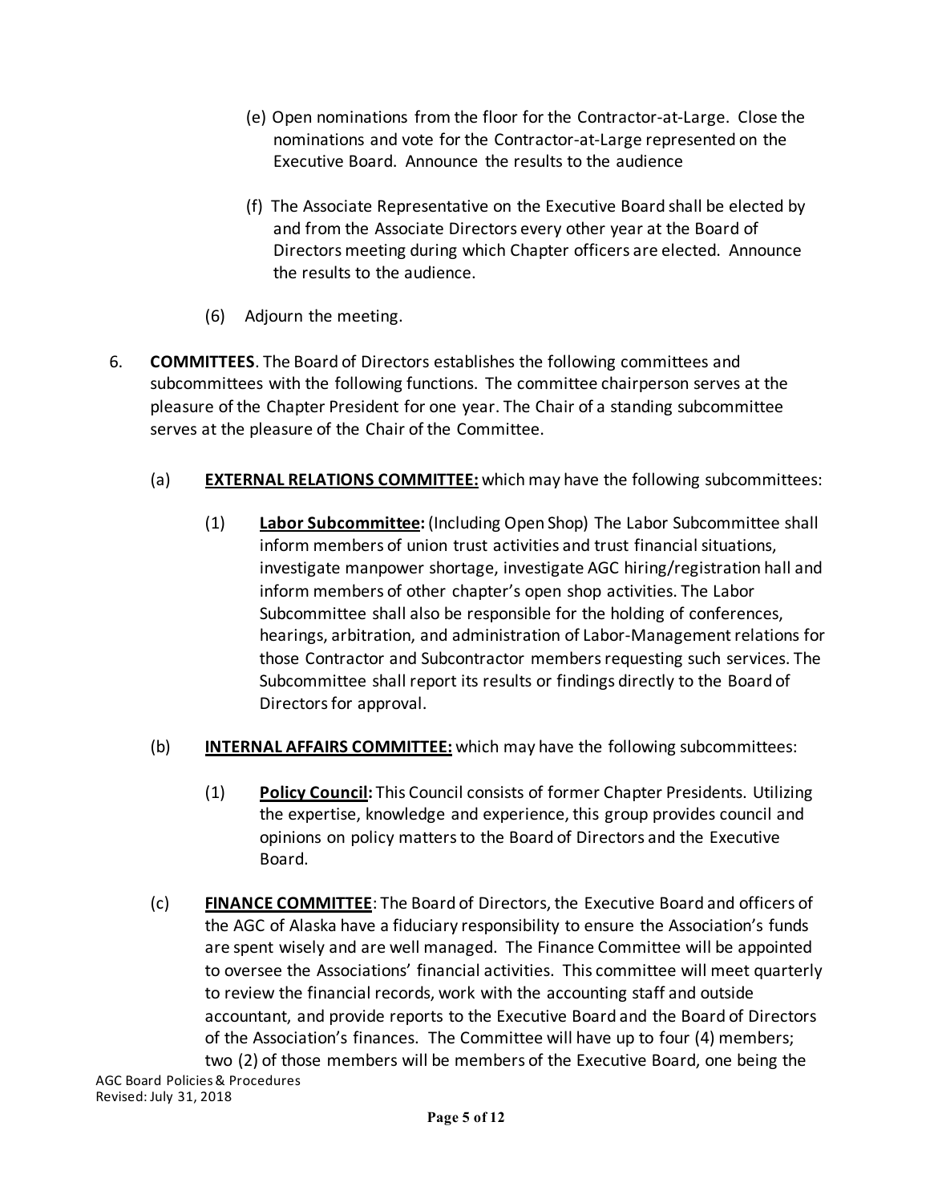(e) Open nominations from the floor for the Contractor-at-Large. Close the nominations and vote for the Contractor-at-Large represented on the Executive Board. Announce the results to the audience

(f) The Associate Representative on the Executive Board shall be elected by and from the Associate Directors every other year at the Board of Directors meeting during which Chapter officers are elected. Announce the results to the audience.

(6) Adjourn the meeting.

6. **COMMITTEES**. The Board of Directors establishes the following committees and subcommittees with the following functions. The committee chairperson serves at the pleasure of the Chapter President for one year. The Chair of a standing subcommittee serves at the pleasure of the Chair of the Committee.

(a) **EXTERNAL RELATIONS COMMITTEE:** which may have the following subcommittees:

(1) **Labor Subcommittee:** (Including Open Shop) The Labor Subcommittee shall inform members of union trust activities and trust financial situations, investigate manpower shortage, investigate AGC hiring/registration hall and inform members of other chapter's open shop activities. The Labor Subcommittee shall also be responsible for the holding of conferences, hearings, arbitration, and administration of Labor-Management relations for those Contractor and Subcontractor members requesting such services. The Subcommittee shall report its results or findings directly to the Board of Directors for approval.

(b) **INTERNAL AFFAIRS COMMITTEE:** which may have the following subcommittees:

(1) **Policy Council:** This Council consists of former Chapter Presidents. Utilizing the expertise, knowledge and experience, this group provides council and opinions on policy matters to the Board of Directors and the Executive Board.

(c) **FINANCE COMMITTEE**: The Board of Directors, the Executive Board and officers of the AGC of Alaska have a fiduciary responsibility to ensure the Association's funds are spent wisely and are well managed. The Finance Committee will be appointed to oversee the Associations' financial activities. This committee will meet quarterly to review the financial records, work with the accounting staff and outside accountant, and provide reports to the Executive Board and the Board of Directors of the Association's finances. The Committee will have up to four (4) members; two (2) of those members will be members of the Executive Board, one being the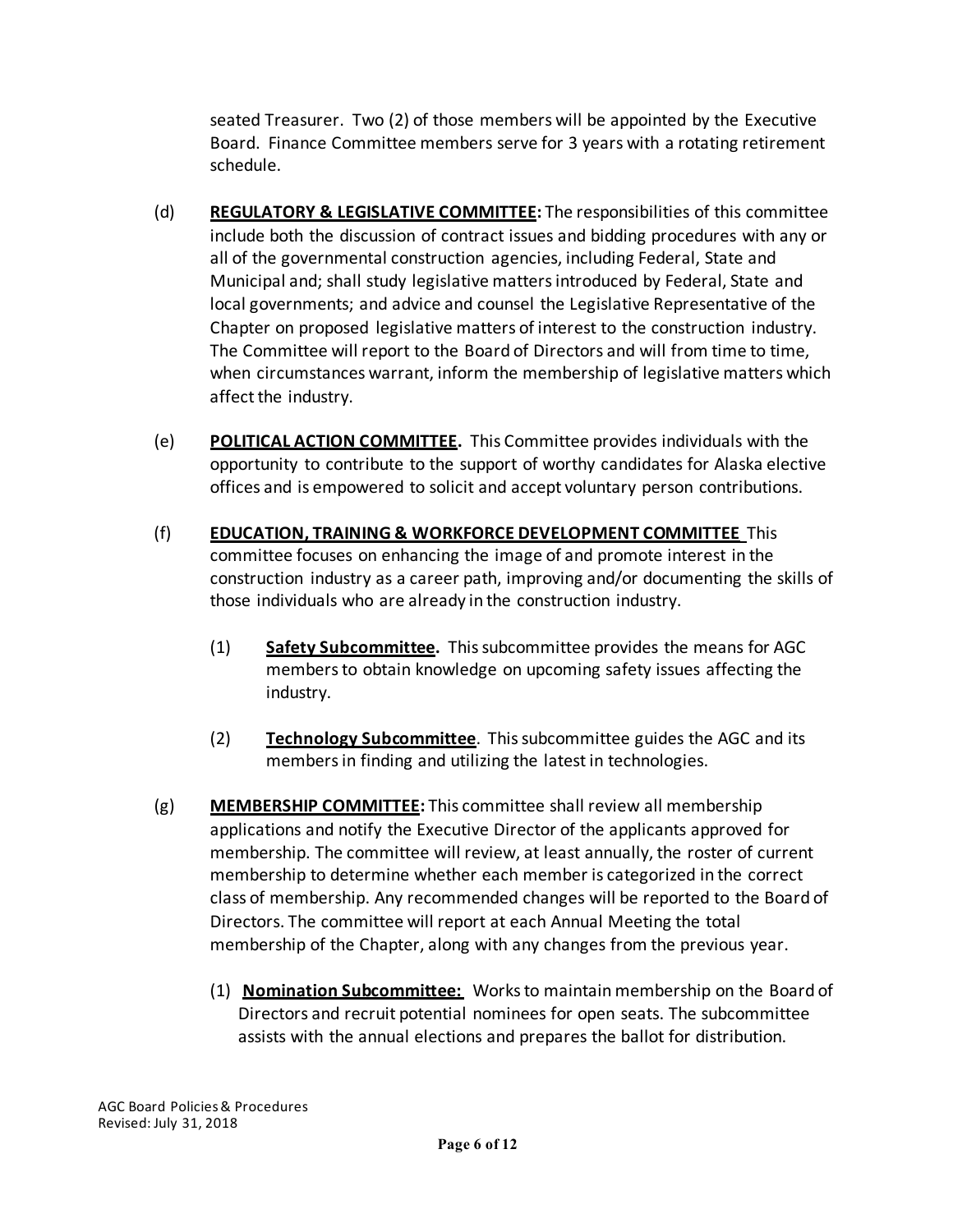seated Treasurer. Two (2) of those members will be appointed by the Executive Board. Finance Committee members serve for 3 years with a rotating retirement schedule.

(d) **REGULATORY & LEGISLATIVE COMMITTEE:** The responsibilities of this committee include both the discussion of contract issues and bidding procedures with any or all of the governmental construction agencies, including Federal, State and Municipal and; shall study legislative matters introduced by Federal, State and local governments; and advice and counsel the Legislative Representative of the Chapter on proposed legislative matters of interest to the construction industry. The Committee will report to the Board of Directors and will from time to time, when circumstances warrant, inform the membership of legislative matters which affect the industry.

(e) **POLITICAL ACTION COMMITTEE.** This Committee provides individuals with the opportunity to contribute to the support of worthy candidates for Alaska elective offices and is empowered to solicit and accept voluntary person contributions.

(f) **EDUCATION, TRAINING & WORKFORCE DEVELOPMENT COMMITTEE** This committee focuses on enhancing the image of and promote interest in the construction industry as a career path, improving and/or documenting the skills of those individuals who are already in the construction industry.

(1) **Safety Subcommittee.** This subcommittee provides the means for AGC members to obtain knowledge on upcoming safety issues affecting the industry.

(2) **Technology Subcommittee**. This subcommittee guides the AGC and its members in finding and utilizing the latest in technologies.

(g) **MEMBERSHIP COMMITTEE:** This committee shall review all membership applications and notify the Executive Director of the applicants approved for membership. The committee will review, at least annually, the roster of current membership to determine whether each member is categorized in the correct class of membership. Any recommended changes will be reported to the Board of Directors. The committee will report at each Annual Meeting the total membership of the Chapter, along with any changes from the previous year.

(1) **Nomination Subcommittee:** Works to maintain membership on the Board of Directors and recruit potential nominees for open seats. The subcommittee assists with the annual elections and prepares the ballot for distribution.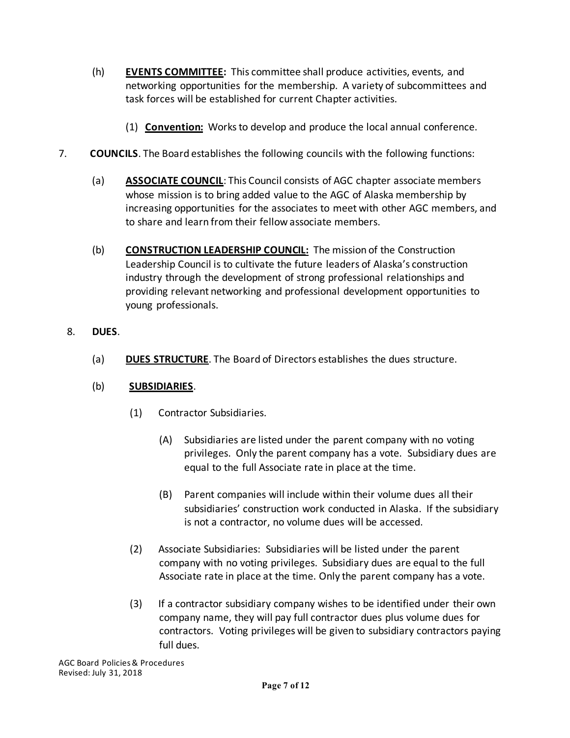(h) **<u>EVENTS COMMITTEE:</u>** This committee shall produce activities, events, and networking opportunities for the membership. A variety of subcommittees and task forces will be established for current Chapter activities.

   (1) **<u>Convention:</u>** Works to develop and produce the local annual conference.

7. **COUNCILS**. The Board establishes the following councils with the following functions:

   (a) **<u>ASSOCIATE COUNCIL</u>**: This Council consists of AGC chapter associate members whose mission is to bring added value to the AGC of Alaska membership by increasing opportunities for the associates to meet with other AGC members, and to share and learn from their fellow associate members.

   (b) **<u>CONSTRUCTION LEADERSHIP COUNCIL:</u>** The mission of the Construction Leadership Council is to cultivate the future leaders of Alaska's construction industry through the development of strong professional relationships and providing relevant networking and professional development opportunities to young professionals.

8. **DUES**.

   (a) **<u>DUES STRUCTURE</u>**. The Board of Directors establishes the dues structure.

   (b) **<u>SUBSIDIARIES</u>**.

      (1) Contractor Subsidiaries.

         (A) Subsidiaries are listed under the parent company with no voting privileges. Only the parent company has a vote. Subsidiary dues are equal to the full Associate rate in place at the time.

         (B) Parent companies will include within their volume dues all their subsidiaries' construction work conducted in Alaska. If the subsidiary is not a contractor, no volume dues will be accessed.

      (2) Associate Subsidiaries: Subsidiaries will be listed under the parent company with no voting privileges. Subsidiary dues are equal to the full Associate rate in place at the time. Only the parent company has a vote.

      (3) If a contractor subsidiary company wishes to be identified under their own company name, they will pay full contractor dues plus volume dues for contractors. Voting privileges will be given to subsidiary contractors paying full dues.

AGC Board Policies & Procedures
Revised: July 31, 2018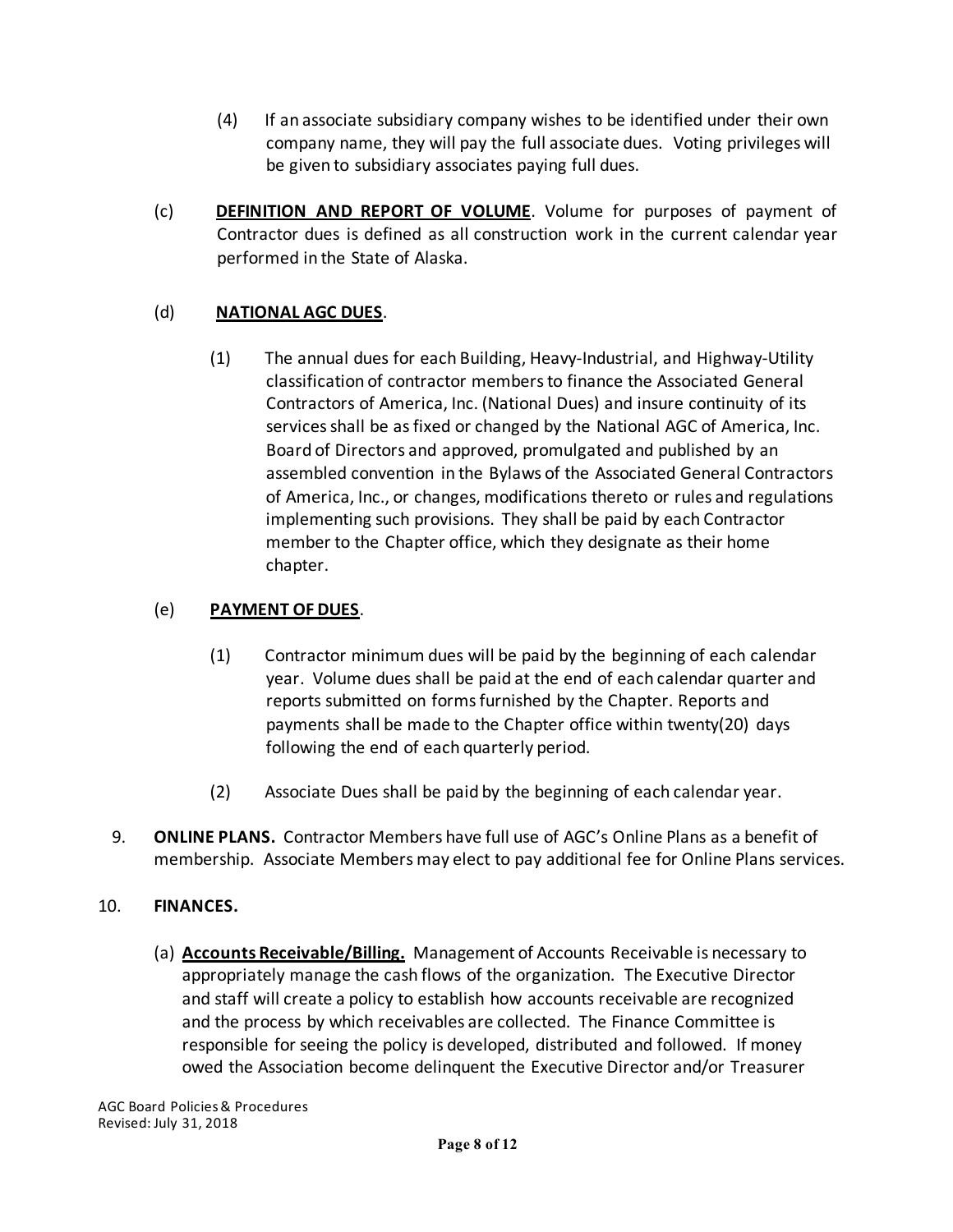(4) If an associate subsidiary company wishes to be identified under their own company name, they will pay the full associate dues. Voting privileges will be given to subsidiary associates paying full dues.

(c) **DEFINITION AND REPORT OF VOLUME**. Volume for purposes of payment of Contractor dues is defined as all construction work in the current calendar year performed in the State of Alaska.

(d) **NATIONAL AGC DUES**.

(1) The annual dues for each Building, Heavy-Industrial, and Highway-Utility classification of contractor members to finance the Associated General Contractors of America, Inc. (National Dues) and insure continuity of its services shall be as fixed or changed by the National AGC of America, Inc. Board of Directors and approved, promulgated and published by an assembled convention in the Bylaws of the Associated General Contractors of America, Inc., or changes, modifications thereto or rules and regulations implementing such provisions. They shall be paid by each Contractor member to the Chapter office, which they designate as their home chapter.

(e) **PAYMENT OF DUES**.

(1) Contractor minimum dues will be paid by the beginning of each calendar year. Volume dues shall be paid at the end of each calendar quarter and reports submitted on forms furnished by the Chapter. Reports and payments shall be made to the Chapter office within twenty(20) days following the end of each quarterly period.

(2) Associate Dues shall be paid by the beginning of each calendar year.

9. **ONLINE PLANS.** Contractor Members have full use of AGC's Online Plans as a benefit of membership. Associate Members may elect to pay additional fee for Online Plans services.

10. **FINANCES.**

(a) **Accounts Receivable/Billing.** Management of Accounts Receivable is necessary to appropriately manage the cash flows of the organization. The Executive Director and staff will create a policy to establish how accounts receivable are recognized and the process by which receivables are collected. The Finance Committee is responsible for seeing the policy is developed, distributed and followed. If money owed the Association become delinquent the Executive Director and/or Treasurer

AGC Board Policies & Procedures
Revised: July 31, 2018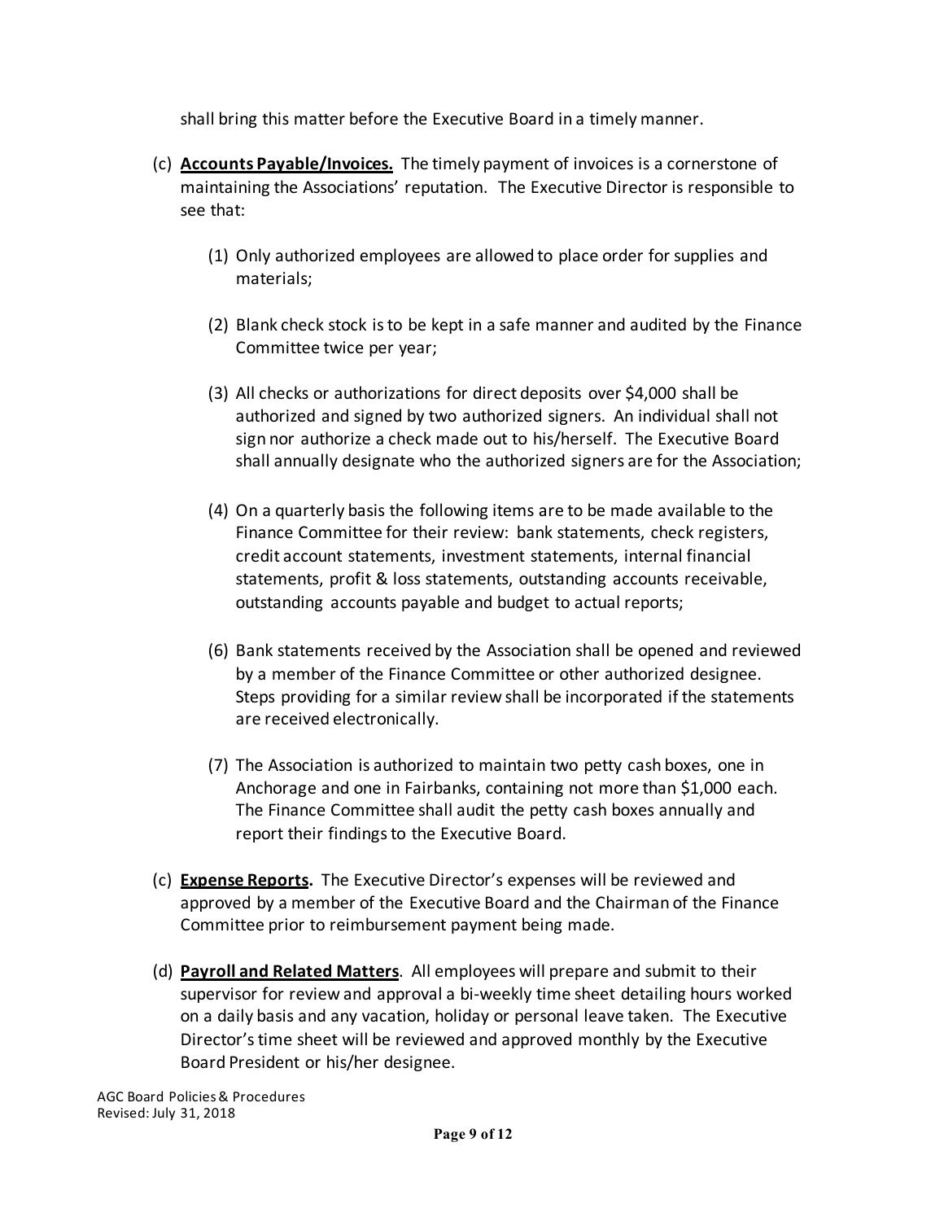shall bring this matter before the Executive Board in a timely manner.

(c) **<u>Accounts Payable/Invoices.</u>** The timely payment of invoices is a cornerstone of maintaining the Associations' reputation. The Executive Director is responsible to see that:

(1) Only authorized employees are allowed to place order for supplies and materials;

(2) Blank check stock is to be kept in a safe manner and audited by the Finance Committee twice per year;

(3) All checks or authorizations for direct deposits over $4,000 shall be authorized and signed by two authorized signers. An individual shall not sign nor authorize a check made out to his/herself. The Executive Board shall annually designate who the authorized signers are for the Association;

(4) On a quarterly basis the following items are to be made available to the Finance Committee for their review: bank statements, check registers, credit account statements, investment statements, internal financial statements, profit & loss statements, outstanding accounts receivable, outstanding accounts payable and budget to actual reports;

(6) Bank statements received by the Association shall be opened and reviewed by a member of the Finance Committee or other authorized designee. Steps providing for a similar review shall be incorporated if the statements are received electronically.

(7) The Association is authorized to maintain two petty cash boxes, one in Anchorage and one in Fairbanks, containing not more than $1,000 each. The Finance Committee shall audit the petty cash boxes annually and report their findings to the Executive Board.

(c) **<u>Expense Reports</u>.** The Executive Director's expenses will be reviewed and approved by a member of the Executive Board and the Chairman of the Finance Committee prior to reimbursement payment being made.

(d) **<u>Payroll and Related Matters</u>**. All employees will prepare and submit to their supervisor for review and approval a bi-weekly time sheet detailing hours worked on a daily basis and any vacation, holiday or personal leave taken. The Executive Director's time sheet will be reviewed and approved monthly by the Executive Board President or his/her designee.

AGC Board Policies & Procedures
Revised: July 31, 2018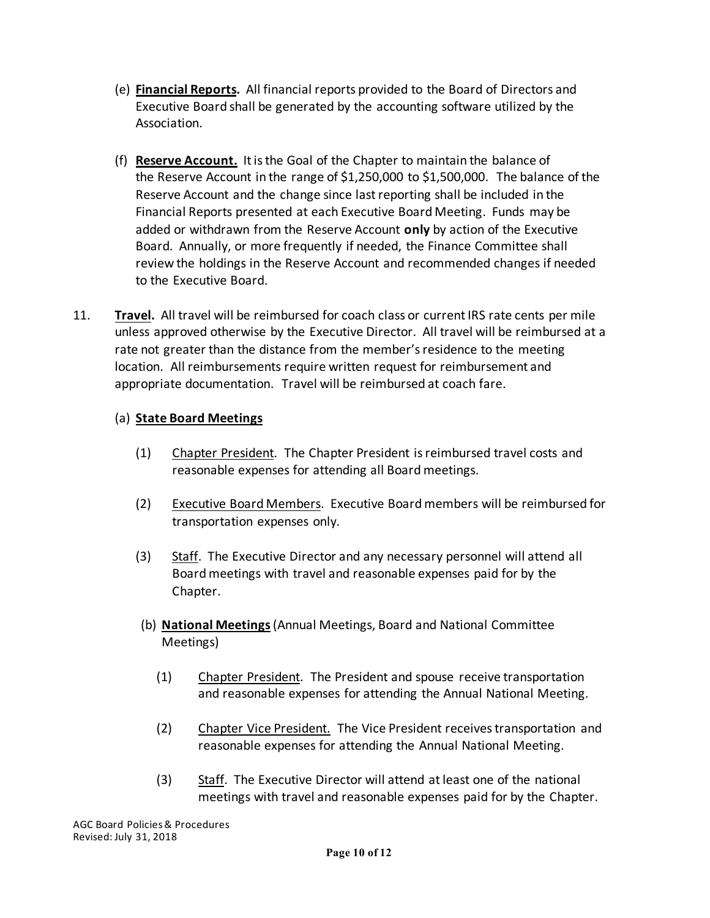(e) **<u>Financial Reports</u>.** All financial reports provided to the Board of Directors and Executive Board shall be generated by the accounting software utilized by the Association.

(f) **<u>Reserve Account.</u>** It is the Goal of the Chapter to maintain the balance of the Reserve Account in the range of $1,250,000 to $1,500,000. The balance of the Reserve Account and the change since last reporting shall be included in the Financial Reports presented at each Executive Board Meeting. Funds may be added or withdrawn from the Reserve Account **only** by action of the Executive Board. Annually, or more frequently if needed, the Finance Committee shall review the holdings in the Reserve Account and recommended changes if needed to the Executive Board.

11. **<u>Travel</u>.** All travel will be reimbursed for coach class or current IRS rate cents per mile unless approved otherwise by the Executive Director. All travel will be reimbursed at a rate not greater than the distance from the member's residence to the meeting location. All reimbursements require written request for reimbursement and appropriate documentation. Travel will be reimbursed at coach fare.

(a) **<u>State Board Meetings</u>**

(1) <u>Chapter President</u>. The Chapter President is reimbursed travel costs and reasonable expenses for attending all Board meetings.

(2) <u>Executive Board Members</u>. Executive Board members will be reimbursed for transportation expenses only.

(3) <u>Staff</u>. The Executive Director and any necessary personnel will attend all Board meetings with travel and reasonable expenses paid for by the Chapter.

(b) **<u>National Meetings</u>** (Annual Meetings, Board and National Committee Meetings)

(1) <u>Chapter President</u>. The President and spouse receive transportation and reasonable expenses for attending the Annual National Meeting.

(2) <u>Chapter Vice President.</u> The Vice President receives transportation and reasonable expenses for attending the Annual National Meeting.

(3) <u>Staff</u>. The Executive Director will attend at least one of the national meetings with travel and reasonable expenses paid for by the Chapter.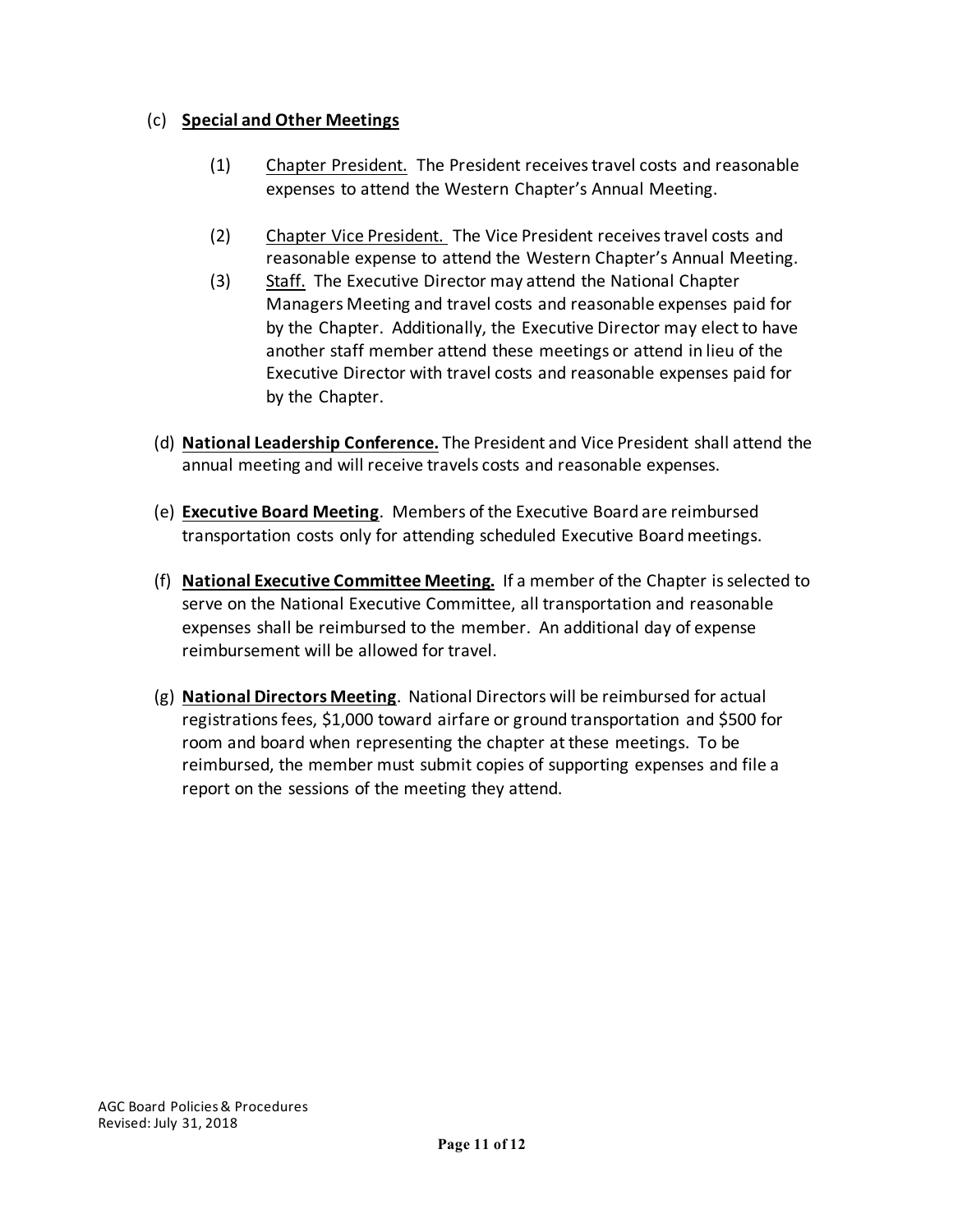(c) **Special and Other Meetings**

(1) Chapter President. The President receives travel costs and reasonable expenses to attend the Western Chapter's Annual Meeting.

(2) Chapter Vice President. The Vice President receives travel costs and reasonable expense to attend the Western Chapter's Annual Meeting.

(3) Staff. The Executive Director may attend the National Chapter Managers Meeting and travel costs and reasonable expenses paid for by the Chapter. Additionally, the Executive Director may elect to have another staff member attend these meetings or attend in lieu of the Executive Director with travel costs and reasonable expenses paid for by the Chapter.

(d) **National Leadership Conference.** The President and Vice President shall attend the annual meeting and will receive travels costs and reasonable expenses.

(e) **Executive Board Meeting**. Members of the Executive Board are reimbursed transportation costs only for attending scheduled Executive Board meetings.

(f) **National Executive Committee Meeting.** If a member of the Chapter is selected to serve on the National Executive Committee, all transportation and reasonable expenses shall be reimbursed to the member. An additional day of expense reimbursement will be allowed for travel.

(g) **National Directors Meeting**. National Directors will be reimbursed for actual registrations fees, $1,000 toward airfare or ground transportation and $500 for room and board when representing the chapter at these meetings. To be reimbursed, the member must submit copies of supporting expenses and file a report on the sessions of the meeting they attend.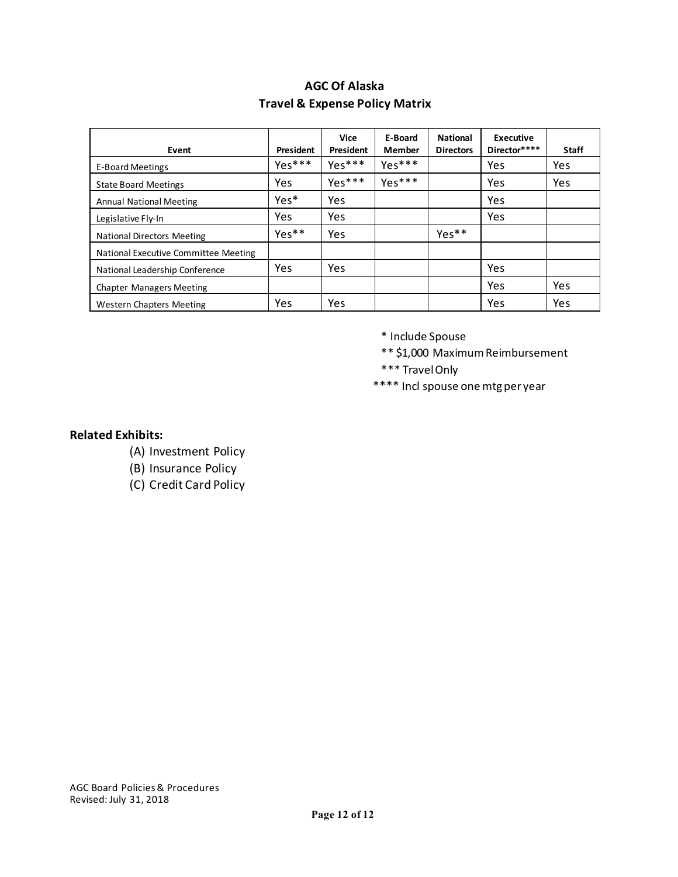## AGC Of Alaska
## Travel & Expense Policy Matrix

| Event | President | Vice President | E-Board Member | National Directors | Executive Director**** | Staff |
|---|---|---|---|---|---|---|
| E-Board Meetings | Yes*** | Yes*** | Yes*** | | Yes | Yes |
| State Board Meetings | Yes | Yes*** | Yes*** | | Yes | Yes |
| Annual National Meeting | Yes* | Yes | | | Yes | |
| Legislative Fly-In | Yes | Yes | | | Yes | |
| National Directors Meeting | Yes** | Yes | | Yes** | | |
| National Executive Committee Meeting | | | | | | |
| National Leadership Conference | Yes | Yes | | | Yes | |
| Chapter Managers Meeting | | | | | Yes | Yes |
| Western Chapters Meeting | Yes | Yes | | | Yes | Yes |

* Include Spouse

** $1,000 Maximum Reimbursement

*** Travel Only

**** Incl spouse one mtg per year

**Related Exhibits:**

(A) Investment Policy

(B) Insurance Policy

(C) Credit Card Policy

AGC Board Policies & Procedures
Revised: July 31, 2018